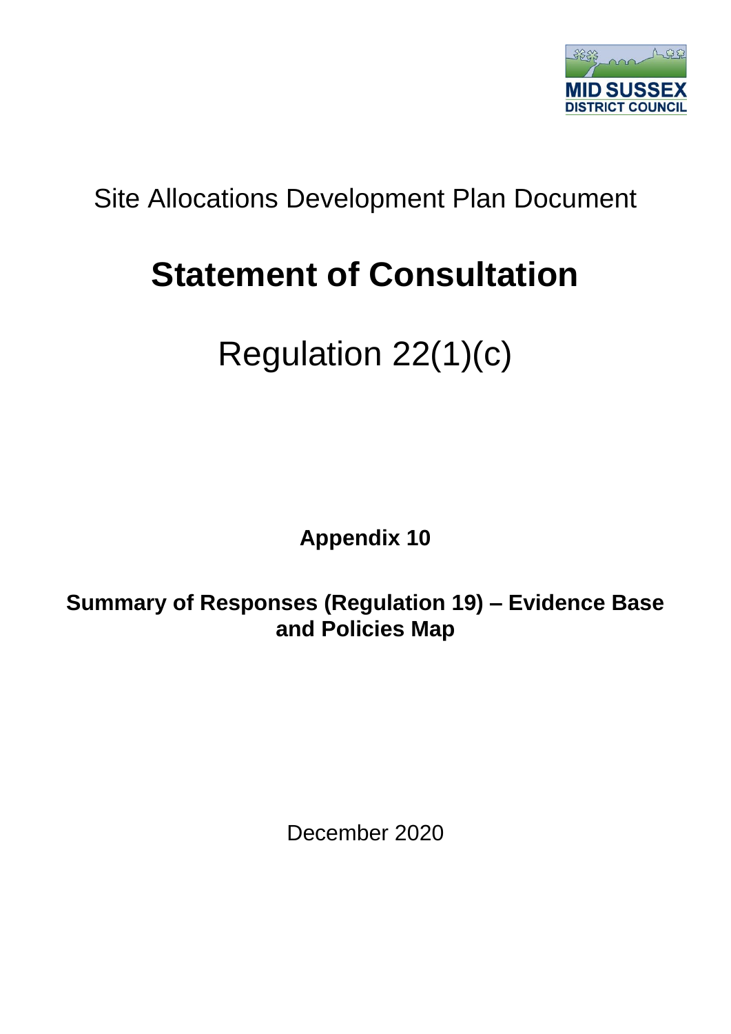MID SUSSEX DISTRICT COUNCIL

Site Allocations Development Plan Document

# Statement of Consultation

## Regulation 22(1)(c)

**Appendix 10**

**Summary of Responses (Regulation 19) – Evidence Base and Policies Map**

December 2020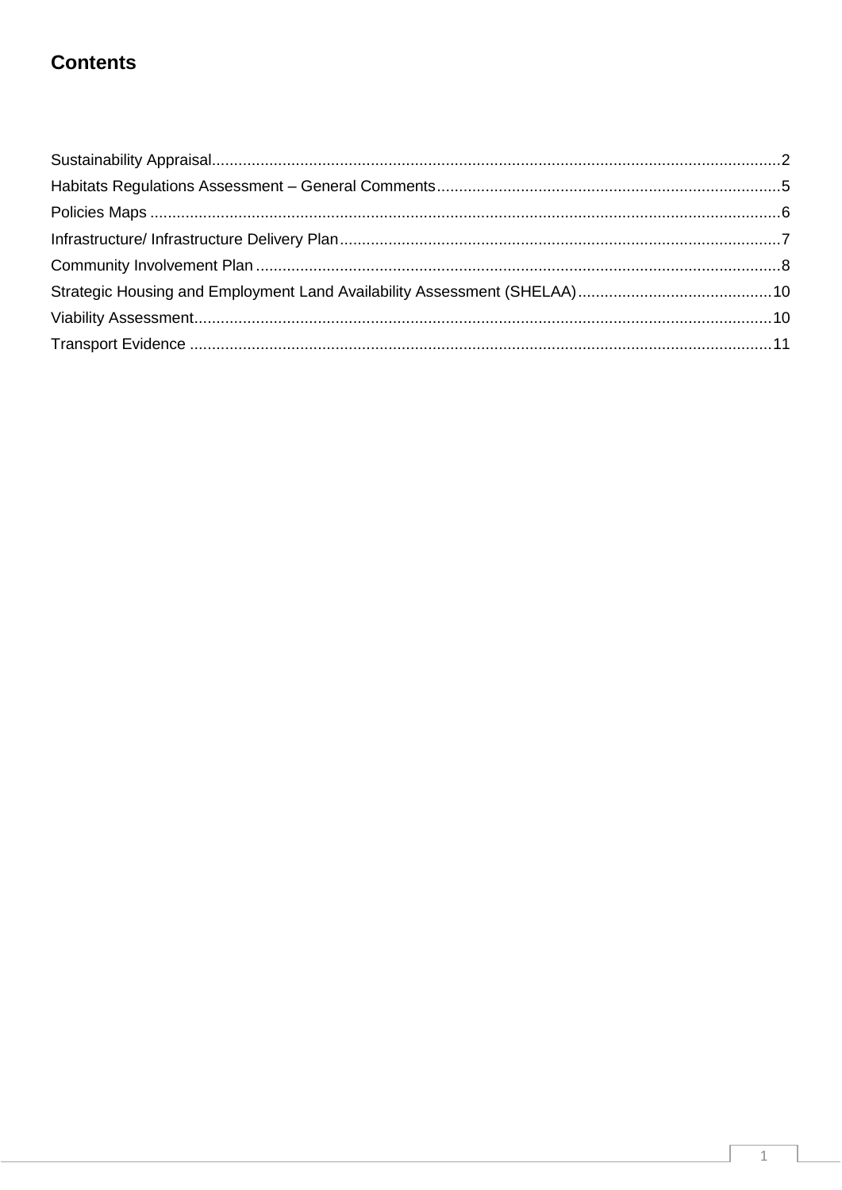# Contents

Sustainability Appraisal................................................................................................................................2

Habitats Regulations Assessment – General Comments.............................................................................5

Policies Maps ..............................................................................................................................................6

Infrastructure/ Infrastructure Delivery Plan...................................................................................................7

Community Involvement Plan ......................................................................................................................8

Strategic Housing and Employment Land Availability Assessment (SHELAA)............................................10

Viability Assessment..................................................................................................................................10

Transport Evidence ...................................................................................................................................11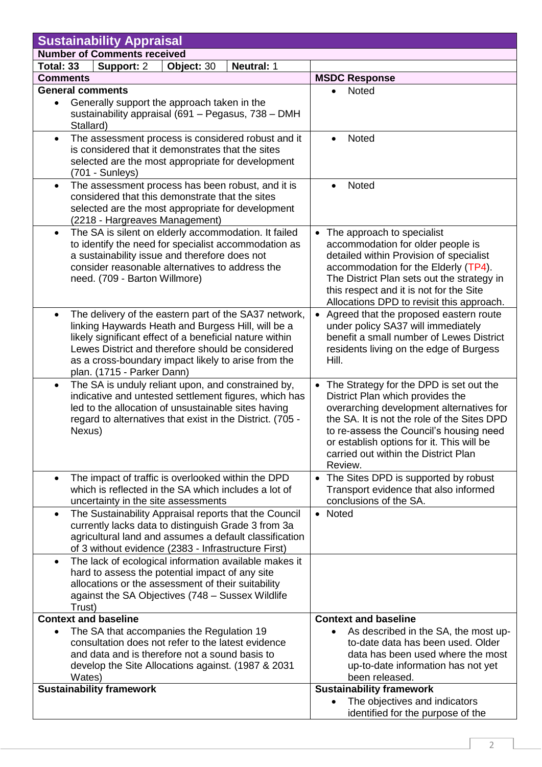| Sustainability Appraisal | | | | |
|---|---|---|---|---|
| **Number of Comments received** | | | | |
| **Total:** 33 | **Support:** 2 | **Object:** 30 | **Neutral:** 1 | |
| **Comments** | | | | **MSDC Response** |
| **General comments**<br>• Generally support the approach taken in the sustainability appraisal (691 – Pegasus, 738 – DMH Stallard) | | | | • Noted |
| • The assessment process is considered robust and it is considered that it demonstrates that the sites selected are the most appropriate for development (701 - Sunleys) | | | | • Noted |
| • The assessment process has been robust, and it is considered that this demonstrate that the sites selected are the most appropriate for development (2218 - Hargreaves Management) | | | | • Noted |
| • The SA is silent on elderly accommodation. It failed to identify the need for specialist accommodation as a sustainability issue and therefore does not consider reasonable alternatives to address the need. (709 - Barton Willmore) | | | | • The approach to specialist accommodation for older people is detailed within Provision of specialist accommodation for the Elderly (TP4). The District Plan sets out the strategy in this respect and it is not for the Site Allocations DPD to revisit this approach. |
| • The delivery of the eastern part of the SA37 network, linking Haywards Heath and Burgess Hill, will be a likely significant effect of a beneficial nature within Lewes District and therefore should be considered as a cross-boundary impact likely to arise from the plan. (1715 - Parker Dann) | | | | • Agreed that the proposed eastern route under policy SA37 will immediately benefit a small number of Lewes District residents living on the edge of Burgess Hill. |
| • The SA is unduly reliant upon, and constrained by, indicative and untested settlement figures, which has led to the allocation of unsustainable sites having regard to alternatives that exist in the District. (705 - Nexus) | | | | • The Strategy for the DPD is set out the District Plan which provides the overarching development alternatives for the SA. It is not the role of the Sites DPD to re-assess the Council's housing need or establish options for it. This will be carried out within the District Plan Review. |
| • The impact of traffic is overlooked within the DPD which is reflected in the SA which includes a lot of uncertainty in the site assessments | | | | • The Sites DPD is supported by robust Transport evidence that also informed conclusions of the SA. |
| • The Sustainability Appraisal reports that the Council currently lacks data to distinguish Grade 3 from 3a agricultural land and assumes a default classification of 3 without evidence (2383 - Infrastructure First) | | | | • Noted |
| • The lack of ecological information available makes it hard to assess the potential impact of any site allocations or the assessment of their suitability against the SA Objectives (748 – Sussex Wildlife Trust) | | | | |
| **Context and baseline**<br>• The SA that accompanies the Regulation 19 consultation does not refer to the latest evidence and data and is therefore not a sound basis to develop the Site Allocations against. (1987 & 2031 Wates) | | | | **Context and baseline**<br>• As described in the SA, the most up-to-date data has been used. Older data has been used where the most up-to-date information has not yet been released. |
| **Sustainability framework** | | | | **Sustainability framework**<br>• The objectives and indicators identified for the purpose of the |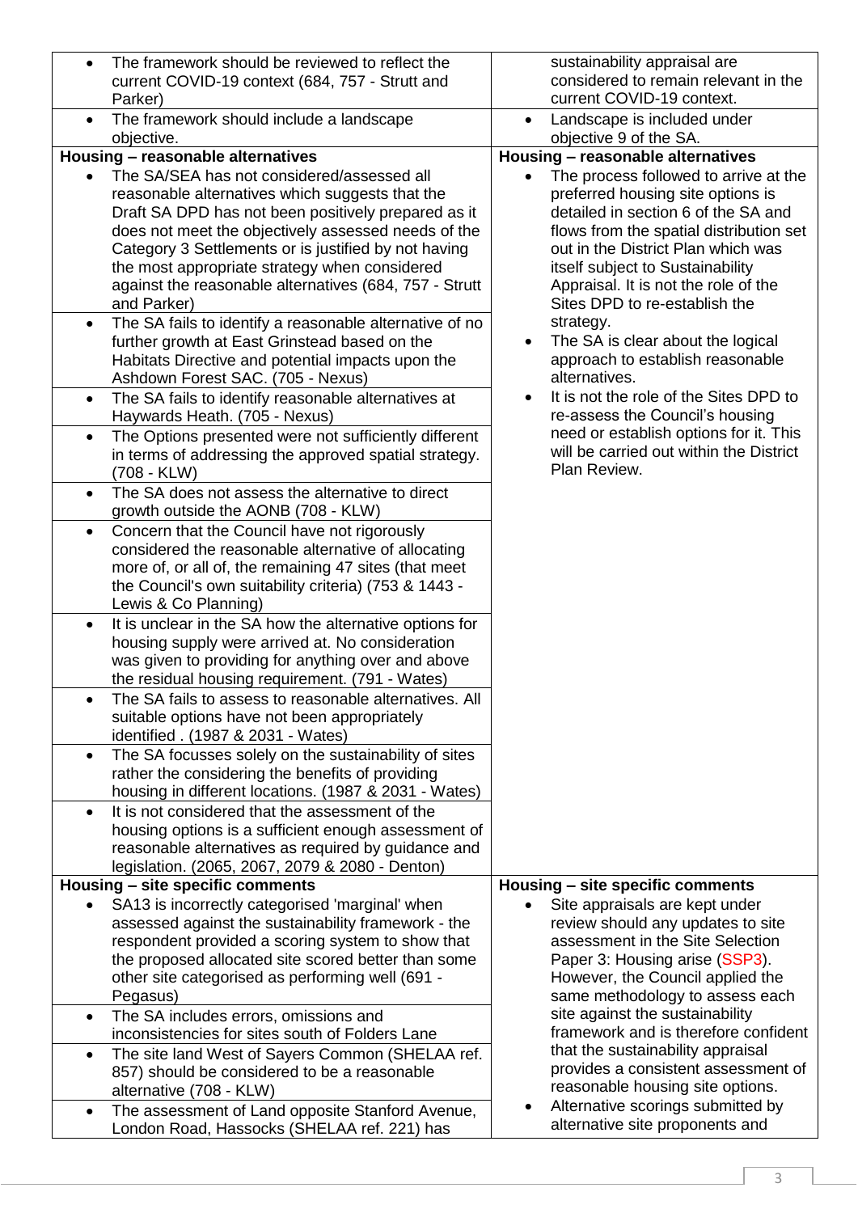| | |
|---|---|
| • The framework should be reviewed to reflect the current COVID-19 context (684, 757 - Strutt and Parker) | sustainability appraisal are considered to remain relevant in the current COVID-19 context. |
| • The framework should include a landscape objective. | • Landscape is included under objective 9 of the SA. |
| **Housing – reasonable alternatives** | **Housing – reasonable alternatives** |
| • The SA/SEA has not considered/assessed all reasonable alternatives which suggests that the Draft SA DPD has not been positively prepared as it does not meet the objectively assessed needs of the Category 3 Settlements or is justified by not having the most appropriate strategy when considered against the reasonable alternatives (684, 757 - Strutt and Parker) | • The process followed to arrive at the preferred housing site options is detailed in section 6 of the SA and flows from the spatial distribution set out in the District Plan which was itself subject to Sustainability Appraisal. It is not the role of the Sites DPD to re-establish the strategy. • The SA is clear about the logical approach to establish reasonable alternatives. • It is not the role of the Sites DPD to re-assess the Council's housing need or establish options for it. This will be carried out within the District Plan Review. |
| • The SA fails to identify a reasonable alternative of no further growth at East Grinstead based on the Habitats Directive and potential impacts upon the Ashdown Forest SAC. (705 - Nexus) | |
| • The SA fails to identify reasonable alternatives at Haywards Heath. (705 - Nexus) | |
| • The Options presented were not sufficiently different in terms of addressing the approved spatial strategy. (708 - KLW) | |
| • The SA does not assess the alternative to direct growth outside the AONB (708 - KLW) | |
| • Concern that the Council have not rigorously considered the reasonable alternative of allocating more of, or all of, the remaining 47 sites (that meet the Council's own suitability criteria) (753 & 1443 - Lewis & Co Planning) | |
| • It is unclear in the SA how the alternative options for housing supply were arrived at. No consideration was given to providing for anything over and above the residual housing requirement. (791 - Wates) | |
| • The SA fails to assess to reasonable alternatives. All suitable options have not been appropriately identified . (1987 & 2031 - Wates) | |
| • The SA focusses solely on the sustainability of sites rather the considering the benefits of providing housing in different locations. (1987 & 2031 - Wates) | |
| • It is not considered that the assessment of the housing options is a sufficient enough assessment of reasonable alternatives as required by guidance and legislation. (2065, 2067, 2079 & 2080 - Denton) | |
| **Housing – site specific comments** | **Housing – site specific comments** |
| • SA13 is incorrectly categorised 'marginal' when assessed against the sustainability framework - the respondent provided a scoring system to show that the proposed allocated site scored better than some other site categorised as performing well (691 - Pegasus) | • Site appraisals are kept under review should any updates to site assessment in the Site Selection Paper 3: Housing arise (SSP3). However, the Council applied the same methodology to assess each site against the sustainability framework and is therefore confident that the sustainability appraisal provides a consistent assessment of reasonable housing site options. • Alternative scorings submitted by alternative site proponents and |
| • The SA includes errors, omissions and inconsistencies for sites south of Folders Lane | |
| • The site land West of Sayers Common (SHELAA ref. 857) should be considered to be a reasonable alternative (708 - KLW) | |
| • The assessment of Land opposite Stanford Avenue, London Road, Hassocks (SHELAA ref. 221) has | |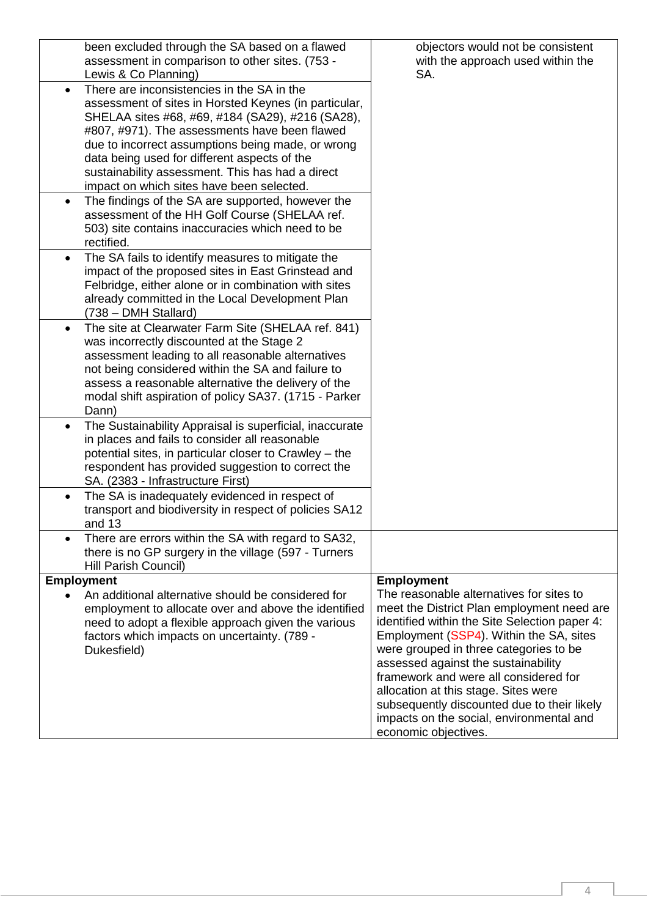| | |
|---|---|
| been excluded through the SA based on a flawed assessment in comparison to other sites. (753 - Lewis & Co Planning)<br>• There are inconsistencies in the SA in the assessment of sites in Horsted Keynes (in particular, SHELAA sites #68, #69, #184 (SA29), #216 (SA28), #807, #971). The assessments have been flawed due to incorrect assumptions being made, or wrong data being used for different aspects of the sustainability assessment. This has had a direct impact on which sites have been selected.<br>• The findings of the SA are supported, however the assessment of the HH Golf Course (SHELAA ref. 503) site contains inaccuracies which need to be rectified.<br>• The SA fails to identify measures to mitigate the impact of the proposed sites in East Grinstead and Felbridge, either alone or in combination with sites already committed in the Local Development Plan (738 – DMH Stallard)<br>• The site at Clearwater Farm Site (SHELAA ref. 841) was incorrectly discounted at the Stage 2 assessment leading to all reasonable alternatives not being considered within the SA and failure to assess a reasonable alternative the delivery of the modal shift aspiration of policy SA37. (1715 - Parker Dann)<br>• The Sustainability Appraisal is superficial, inaccurate in places and fails to consider all reasonable potential sites, in particular closer to Crawley – the respondent has provided suggestion to correct the SA. (2383 - Infrastructure First)<br>• The SA is inadequately evidenced in respect of transport and biodiversity in respect of policies SA12 and 13 | objectors would not be consistent with the approach used within the SA. |
| • There are errors within the SA with regard to SA32, there is no GP surgery in the village (597 - Turners Hill Parish Council) | |
| **Employment**<br>• An additional alternative should be considered for employment to allocate over and above the identified need to adopt a flexible approach given the various factors which impacts on uncertainty. (789 - Dukesfield) | **Employment**<br>The reasonable alternatives for sites to meet the District Plan employment need are identified within the Site Selection paper 4: Employment (SSP4). Within the SA, sites were grouped in three categories to be assessed against the sustainability framework and were all considered for allocation at this stage. Sites were subsequently discounted due to their likely impacts on the social, environmental and economic objectives. |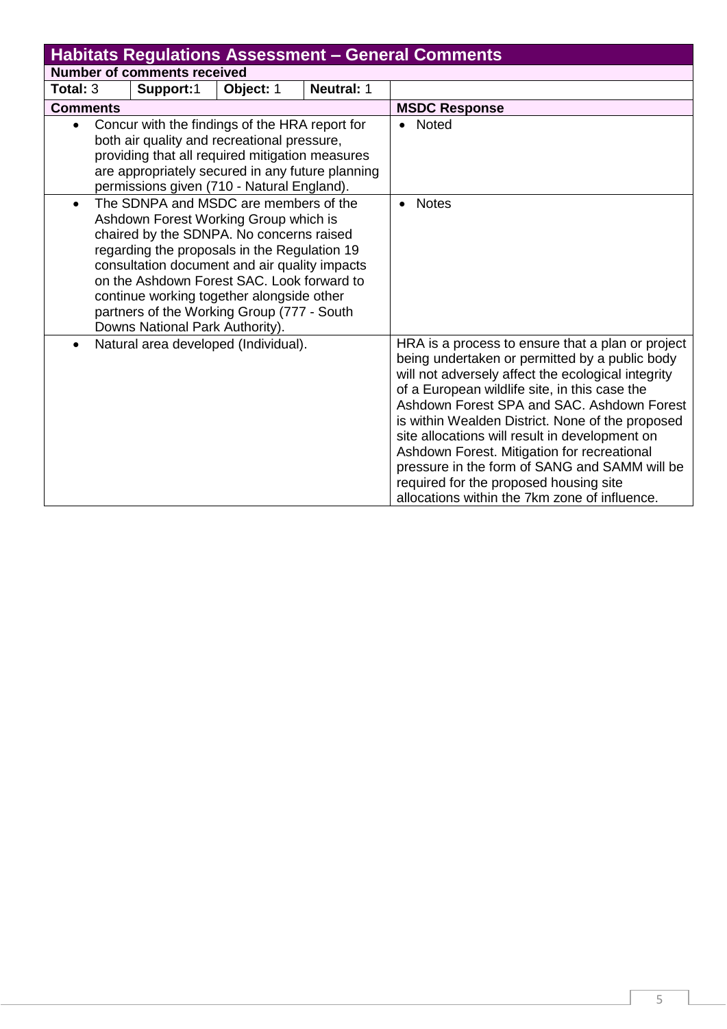## Habitats Regulations Assessment – General Comments

| Number of comments received | | | | |
|---|---|---|---|---|
| **Total:** 3 | **Support:** 1 | **Object:** 1 | **Neutral:** 1 | |

| Comments | MSDC Response |
|---|---|
| • Concur with the findings of the HRA report for both air quality and recreational pressure, providing that all required mitigation measures are appropriately secured in any future planning permissions given (710 - Natural England). | • Noted |
| • The SDNPA and MSDC are members of the Ashdown Forest Working Group which is chaired by the SDNPA. No concerns raised regarding the proposals in the Regulation 19 consultation document and air quality impacts on the Ashdown Forest SAC. Look forward to continue working together alongside other partners of the Working Group (777 - South Downs National Park Authority). | • Notes |
| • Natural area developed (Individual). | HRA is a process to ensure that a plan or project being undertaken or permitted by a public body will not adversely affect the ecological integrity of a European wildlife site, in this case the Ashdown Forest SPA and SAC. Ashdown Forest is within Wealden District. None of the proposed site allocations will result in development on Ashdown Forest. Mitigation for recreational pressure in the form of SANG and SAMM will be required for the proposed housing site allocations within the 7km zone of influence. |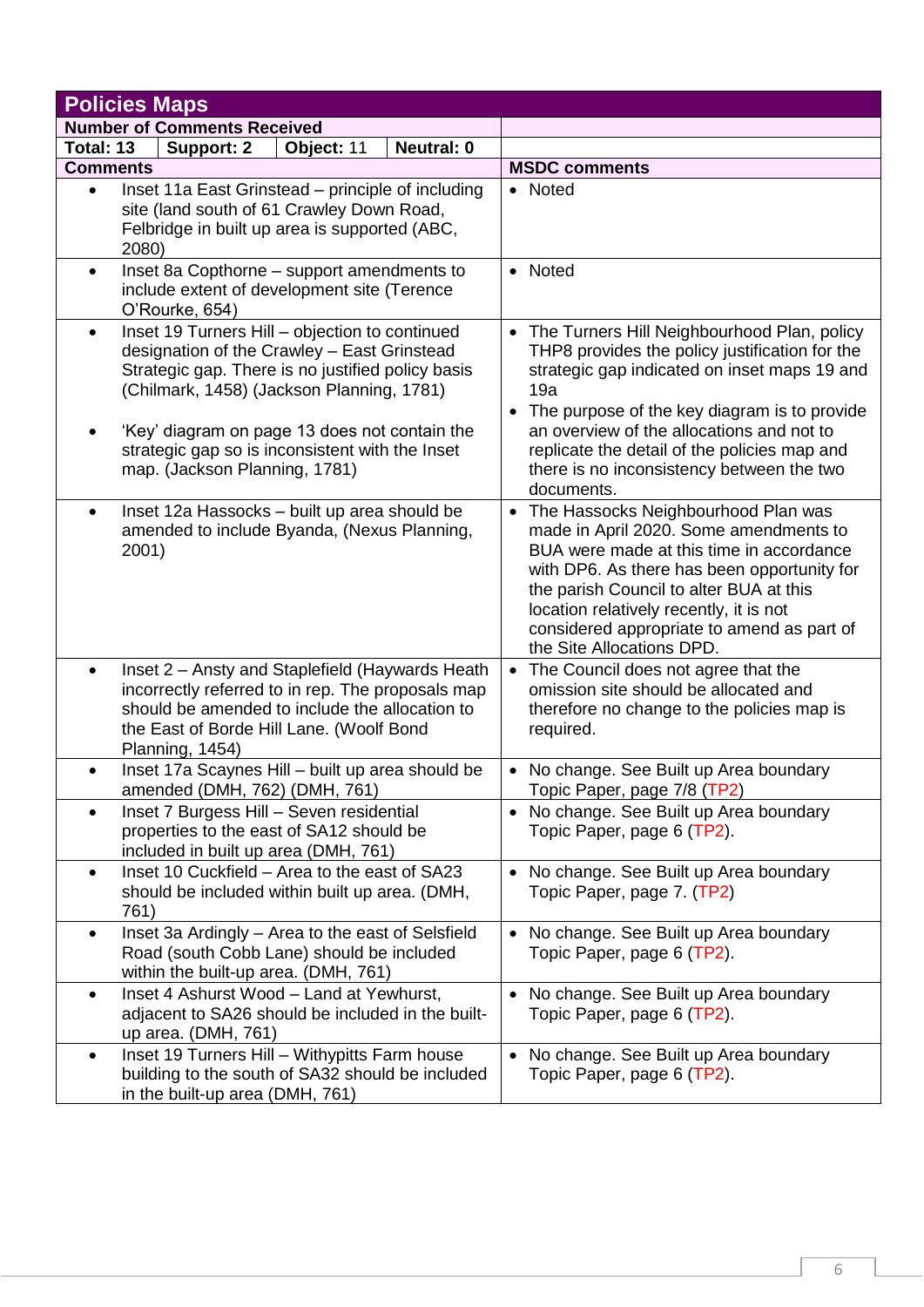## Policies Maps

| Number of Comments Received | | | | |
|---|---|---|---|---|
| **Total: 13** | **Support: 2** | **Object:** 11 | **Neutral: 0** | |

| Comments | MSDC comments |
|---|---|
| • Inset 11a East Grinstead – principle of including site (land south of 61 Crawley Down Road, Felbridge in built up area is supported (ABC, 2080) | • Noted |
| • Inset 8a Copthorne – support amendments to include extent of development site (Terence O'Rourke, 654) | • Noted |
| • Inset 19 Turners Hill – objection to continued designation of the Crawley – East Grinstead Strategic gap. There is no justified policy basis (Chilmark, 1458) (Jackson Planning, 1781)<br><br>• 'Key' diagram on page 13 does not contain the strategic gap so is inconsistent with the Inset map. (Jackson Planning, 1781) | • The Turners Hill Neighbourhood Plan, policy THP8 provides the policy justification for the strategic gap indicated on inset maps 19 and 19a<br>• The purpose of the key diagram is to provide an overview of the allocations and not to replicate the detail of the policies map and there is no inconsistency between the two documents. |
| • Inset 12a Hassocks – built up area should be amended to include Byanda, (Nexus Planning, 2001) | • The Hassocks Neighbourhood Plan was made in April 2020. Some amendments to BUA were made at this time in accordance with DP6. As there has been opportunity for the parish Council to alter BUA at this location relatively recently, it is not considered appropriate to amend as part of the Site Allocations DPD. |
| • Inset 2 – Ansty and Staplefield (Haywards Heath incorrectly referred to in rep. The proposals map should be amended to include the allocation to the East of Borde Hill Lane. (Woolf Bond Planning, 1454) | • The Council does not agree that the omission site should be allocated and therefore no change to the policies map is required. |
| • Inset 17a Scaynes Hill – built up area should be amended (DMH, 762) (DMH, 761) | • No change. See Built up Area boundary Topic Paper, page 7/8 (TP2) |
| • Inset 7 Burgess Hill – Seven residential properties to the east of SA12 should be included in built up area (DMH, 761) | • No change. See Built up Area boundary Topic Paper, page 6 (TP2). |
| • Inset 10 Cuckfield – Area to the east of SA23 should be included within built up area. (DMH, 761) | • No change. See Built up Area boundary Topic Paper, page 7. (TP2) |
| • Inset 3a Ardingly – Area to the east of Selsfield Road (south Cobb Lane) should be included within the built-up area. (DMH, 761) | • No change. See Built up Area boundary Topic Paper, page 6 (TP2). |
| • Inset 4 Ashurst Wood – Land at Yewhurst, adjacent to SA26 should be included in the built-up area. (DMH, 761) | • No change. See Built up Area boundary Topic Paper, page 6 (TP2). |
| • Inset 19 Turners Hill – Withypitts Farm house building to the south of SA32 should be included in the built-up area (DMH, 761) | • No change. See Built up Area boundary Topic Paper, page 6 (TP2). |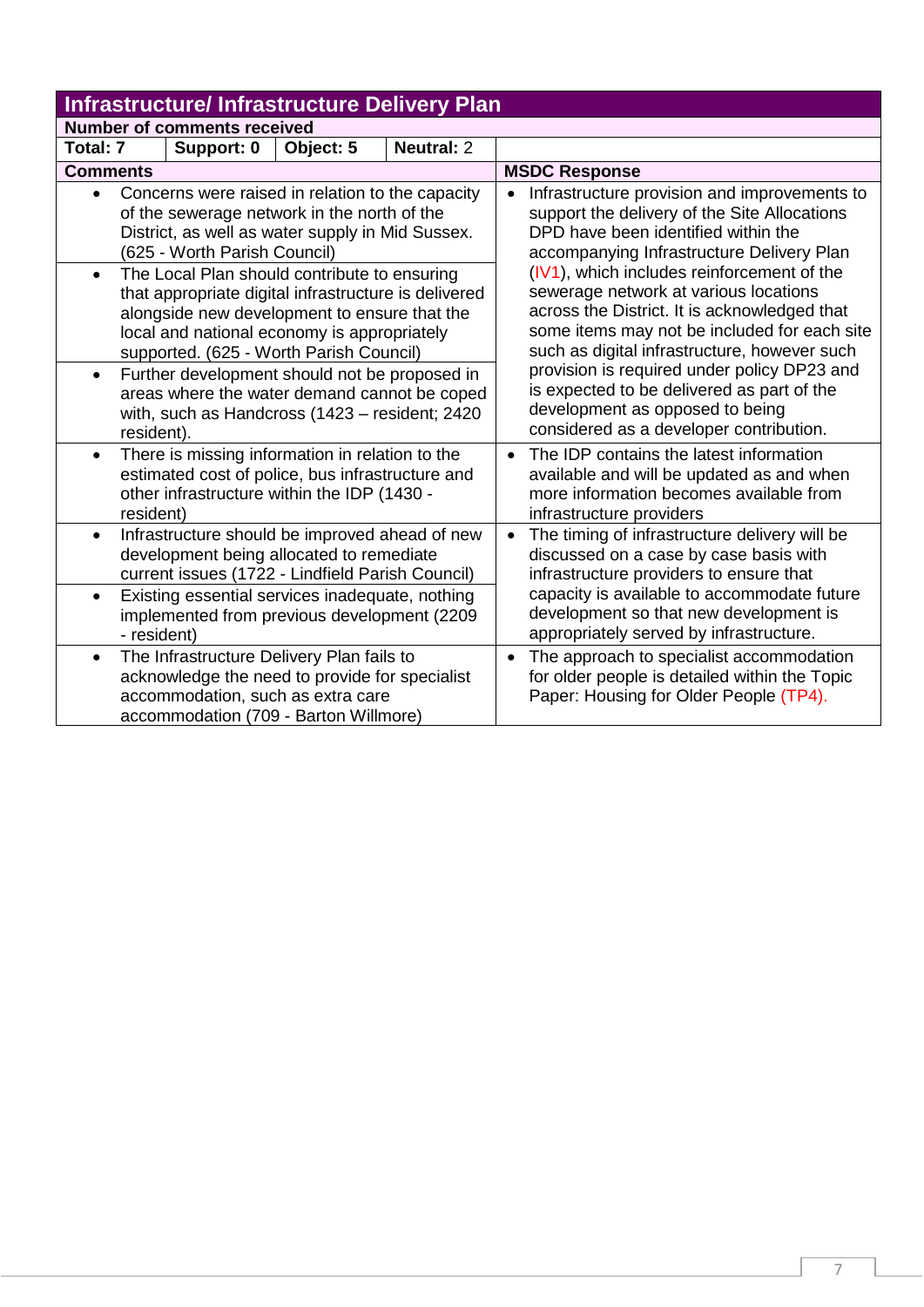## Infrastructure/ Infrastructure Delivery Plan

**Number of comments received**

| Total: 7 | Support: 0 | Object: 5 | Neutral: 2 |
|---|---|---|---|

| Comments | MSDC Response |
|---|---|
| • Concerns were raised in relation to the capacity of the sewerage network in the north of the District, as well as water supply in Mid Sussex. (625 - Worth Parish Council)<br>• The Local Plan should contribute to ensuring that appropriate digital infrastructure is delivered alongside new development to ensure that the local and national economy is appropriately supported. (625 - Worth Parish Council)<br>• Further development should not be proposed in areas where the water demand cannot be coped with, such as Handcross (1423 – resident; 2420 resident). | • Infrastructure provision and improvements to support the delivery of the Site Allocations DPD have been identified within the accompanying Infrastructure Delivery Plan (IV1), which includes reinforcement of the sewerage network at various locations across the District. It is acknowledged that some items may not be included for each site such as digital infrastructure, however such provision is required under policy DP23 and is expected to be delivered as part of the development as opposed to being considered as a developer contribution. |
| • There is missing information in relation to the estimated cost of police, bus infrastructure and other infrastructure within the IDP (1430 - resident) | • The IDP contains the latest information available and will be updated as and when more information becomes available from infrastructure providers |
| • Infrastructure should be improved ahead of new development being allocated to remediate current issues (1722 - Lindfield Parish Council)<br>• Existing essential services inadequate, nothing implemented from previous development (2209 - resident) | • The timing of infrastructure delivery will be discussed on a case by case basis with infrastructure providers to ensure that capacity is available to accommodate future development so that new development is appropriately served by infrastructure. |
| • The Infrastructure Delivery Plan fails to acknowledge the need to provide for specialist accommodation, such as extra care accommodation (709 - Barton Willmore) | • The approach to specialist accommodation for older people is detailed within the Topic Paper: Housing for Older People (TP4). |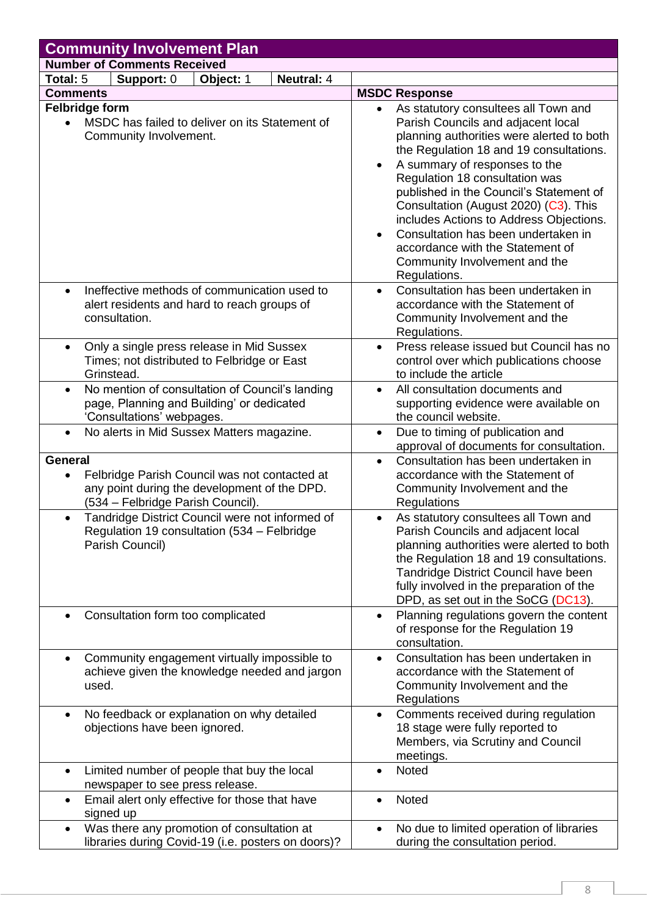| **Community Involvement Plan** | | | | |
|---|---|---|---|---|
| **Number of Comments Received** | | | | |
| **Total:** 5 | **Support:** 0 | **Object:** 1 | **Neutral:** 4 | |
| **Comments** | | | | **MSDC Response** |
| **Felbridge form**<br>• MSDC has failed to deliver on its Statement of Community Involvement. | | | | • As statutory consultees all Town and Parish Councils and adjacent local planning authorities were alerted to both the Regulation 18 and 19 consultations.<br>• A summary of responses to the Regulation 18 consultation was published in the Council's Statement of Consultation (August 2020) (C3). This includes Actions to Address Objections.<br>• Consultation has been undertaken in accordance with the Statement of Community Involvement and the Regulations. |
| • Ineffective methods of communication used to alert residents and hard to reach groups of consultation. | | | | • Consultation has been undertaken in accordance with the Statement of Community Involvement and the Regulations. |
| • Only a single press release in Mid Sussex Times; not distributed to Felbridge or East Grinstead. | | | | • Press release issued but Council has no control over which publications choose to include the article |
| • No mention of consultation of Council's landing page, Planning and Building' or dedicated 'Consultations' webpages. | | | | • All consultation documents and supporting evidence were available on the council website. |
| • No alerts in Mid Sussex Matters magazine. | | | | • Due to timing of publication and approval of documents for consultation. |
| **General**<br>• Felbridge Parish Council was not contacted at any point during the development of the DPD. (534 – Felbridge Parish Council). | | | | • Consultation has been undertaken in accordance with the Statement of Community Involvement and the Regulations |
| • Tandridge District Council were not informed of Regulation 19 consultation (534 – Felbridge Parish Council) | | | | • As statutory consultees all Town and Parish Councils and adjacent local planning authorities were alerted to both the Regulation 18 and 19 consultations. Tandridge District Council have been fully involved in the preparation of the DPD, as set out in the SoCG (DC13). |
| • Consultation form too complicated | | | | • Planning regulations govern the content of response for the Regulation 19 consultation. |
| • Community engagement virtually impossible to achieve given the knowledge needed and jargon used. | | | | • Consultation has been undertaken in accordance with the Statement of Community Involvement and the Regulations |
| • No feedback or explanation on why detailed objections have been ignored. | | | | • Comments received during regulation 18 stage were fully reported to Members, via Scrutiny and Council meetings. |
| • Limited number of people that buy the local newspaper to see press release. | | | | • Noted |
| • Email alert only effective for those that have signed up | | | | • Noted |
| • Was there any promotion of consultation at libraries during Covid-19 (i.e. posters on doors)? | | | | • No due to limited operation of libraries during the consultation period. |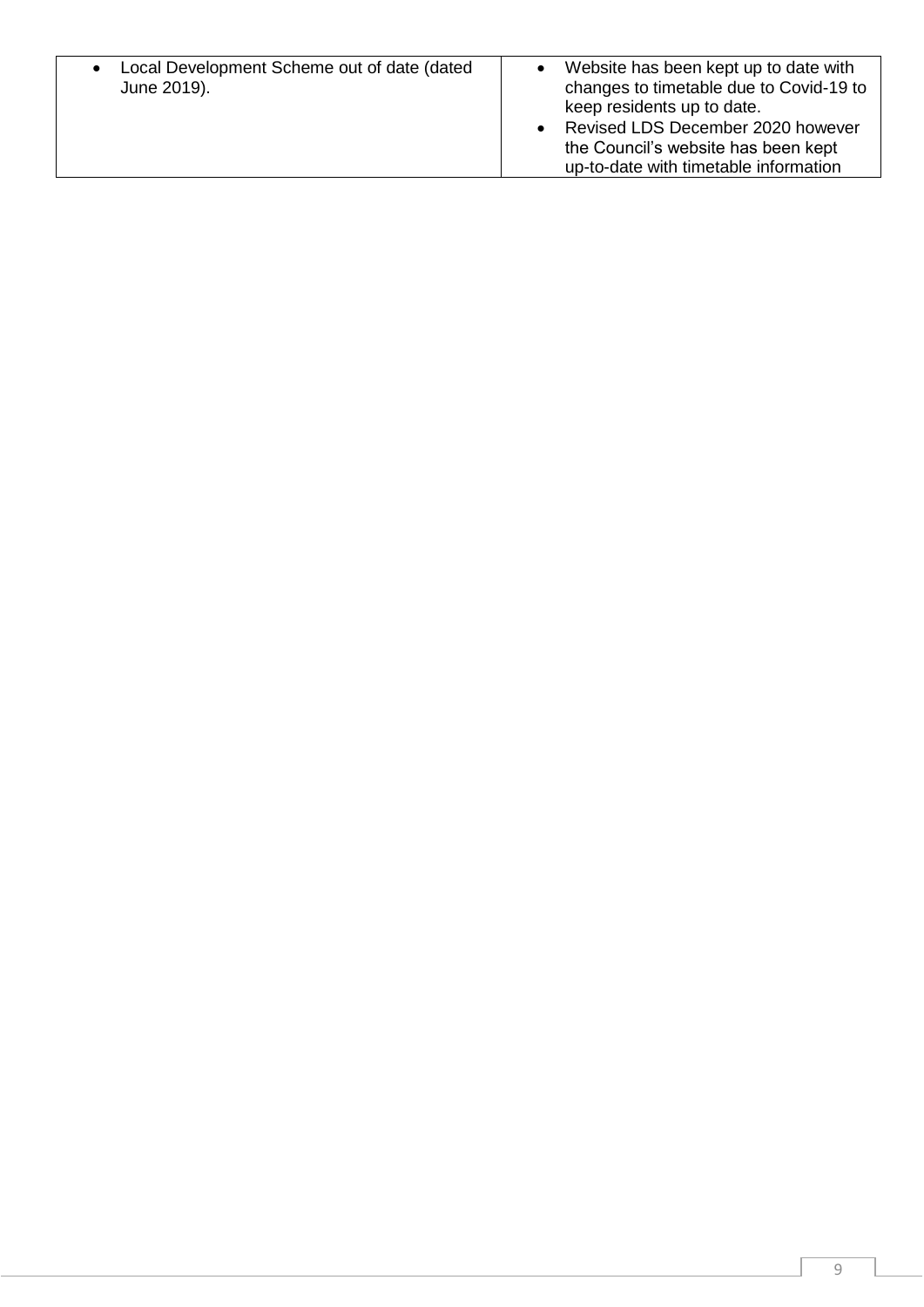| | |
|---|---|
| • Local Development Scheme out of date (dated June 2019). | • Website has been kept up to date with changes to timetable due to Covid-19 to keep residents up to date.<br>• Revised LDS December 2020 however the Council's website has been kept up-to-date with timetable information |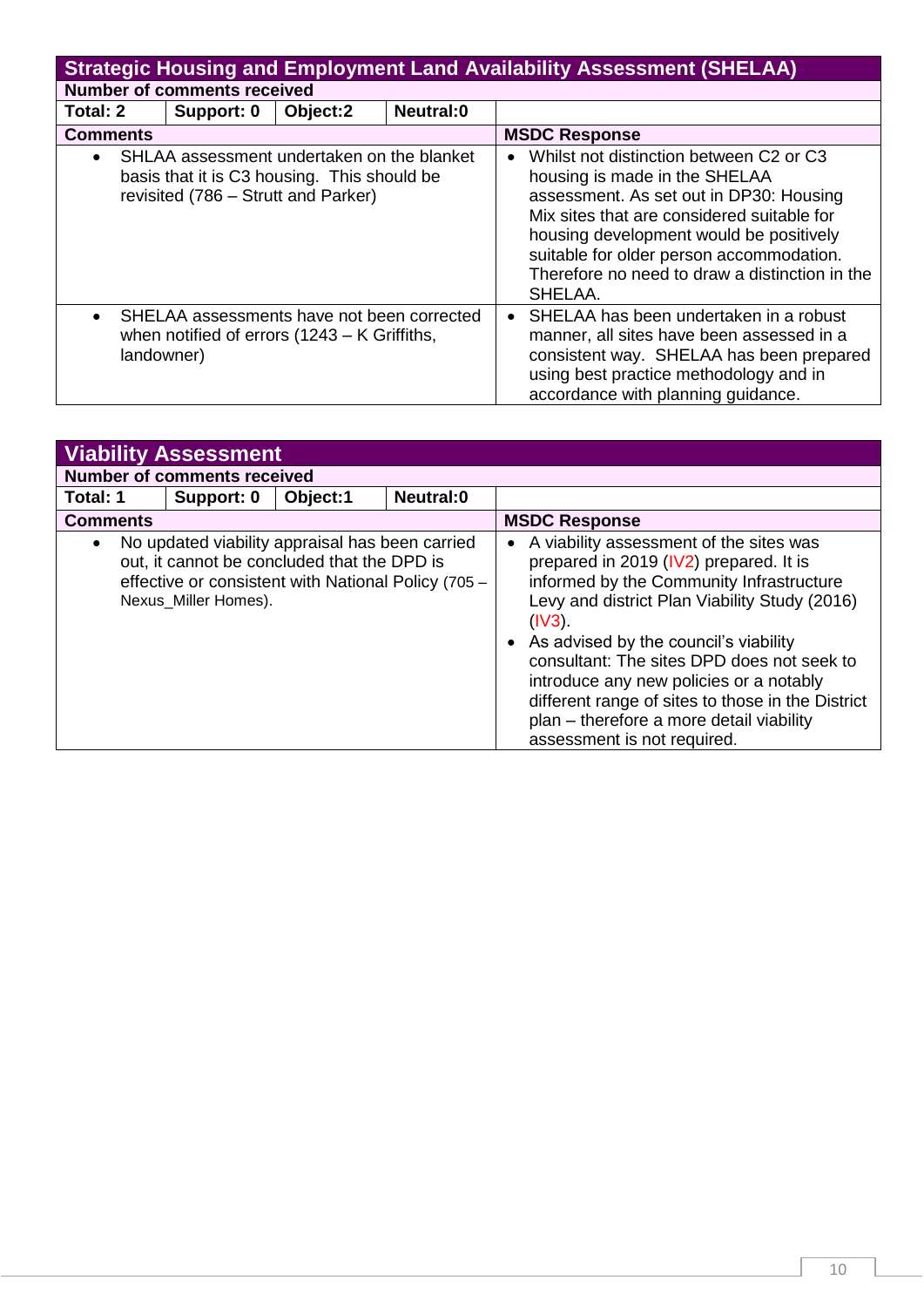| Strategic Housing and Employment Land Availability Assessment (SHELAA) | | | | |
|---|---|---|---|---|
| **Number of comments received** | | | | |
| **Total: 2** | **Support: 0** | **Object:2** | **Neutral:0** | |
| **Comments** | | | | **MSDC Response** |
| • SHLAA assessment undertaken on the blanket basis that it is C3 housing. This should be revisited (786 – Strutt and Parker) | | | | • Whilst not distinction between C2 or C3 housing is made in the SHELAA assessment. As set out in DP30: Housing Mix sites that are considered suitable for housing development would be positively suitable for older person accommodation. Therefore no need to draw a distinction in the SHELAA. |
| • SHELAA assessments have not been corrected when notified of errors (1243 – K Griffiths, landowner) | | | | • SHELAA has been undertaken in a robust manner, all sites have been assessed in a consistent way. SHELAA has been prepared using best practice methodology and in accordance with planning guidance. |

| Viability Assessment | | | | |
|---|---|---|---|---|
| **Number of comments received** | | | | |
| **Total: 1** | **Support: 0** | **Object:1** | **Neutral:0** | |
| **Comments** | | | | **MSDC Response** |
| • No updated viability appraisal has been carried out, it cannot be concluded that the DPD is effective or consistent with National Policy (705 – Nexus_Miller Homes). | | | | • A viability assessment of the sites was prepared in 2019 (IV2) prepared. It is informed by the Community Infrastructure Levy and district Plan Viability Study (2016) (IV3). • As advised by the council's viability consultant: The sites DPD does not seek to introduce any new policies or a notably different range of sites to those in the District plan – therefore a more detail viability assessment is not required. |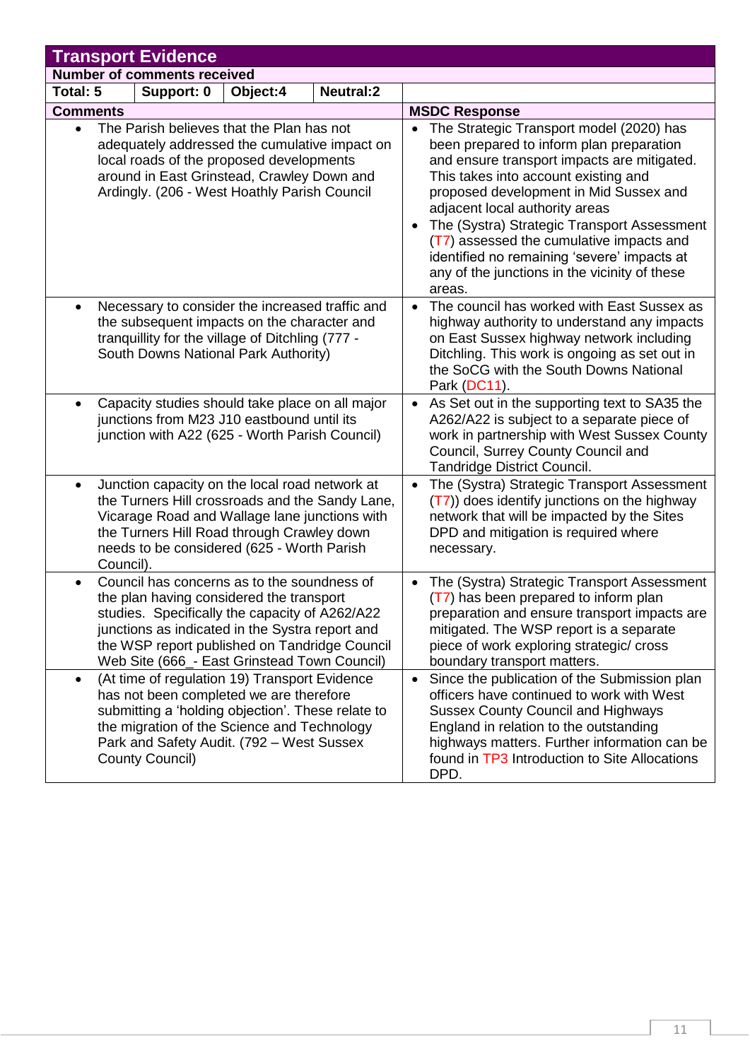## Transport Evidence

| Number of comments received | | | | |
|---|---|---|---|---|
| **Total: 5** | **Support: 0** | **Object:4** | **Neutral:2** | |

| Comments | MSDC Response |
|---|---|
| • The Parish believes that the Plan has not adequately addressed the cumulative impact on local roads of the proposed developments around in East Grinstead, Crawley Down and Ardingly. (206 - West Hoathly Parish Council | • The Strategic Transport model (2020) has been prepared to inform plan preparation and ensure transport impacts are mitigated. This takes into account existing and proposed development in Mid Sussex and adjacent local authority areas<br>• The (Systra) Strategic Transport Assessment (T7) assessed the cumulative impacts and identified no remaining 'severe' impacts at any of the junctions in the vicinity of these areas. |
| • Necessary to consider the increased traffic and the subsequent impacts on the character and tranquillity for the village of Ditchling (777 - South Downs National Park Authority) | • The council has worked with East Sussex as highway authority to understand any impacts on East Sussex highway network including Ditchling. This work is ongoing as set out in the SoCG with the South Downs National Park (DC11). |
| • Capacity studies should take place on all major junctions from M23 J10 eastbound until its junction with A22 (625 - Worth Parish Council) | • As Set out in the supporting text to SA35 the A262/A22 is subject to a separate piece of work in partnership with West Sussex County Council, Surrey County Council and Tandridge District Council. |
| • Junction capacity on the local road network at the Turners Hill crossroads and the Sandy Lane, Vicarage Road and Wallage lane junctions with the Turners Hill Road through Crawley down needs to be considered (625 - Worth Parish Council). | • The (Systra) Strategic Transport Assessment (T7)) does identify junctions on the highway network that will be impacted by the Sites DPD and mitigation is required where necessary. |
| • Council has concerns as to the soundness of the plan having considered the transport studies. Specifically the capacity of A262/A22 junctions as indicated in the Systra report and the WSP report published on Tandridge Council Web Site (666_- East Grinstead Town Council) | • The (Systra) Strategic Transport Assessment (T7) has been prepared to inform plan preparation and ensure transport impacts are mitigated. The WSP report is a separate piece of work exploring strategic/ cross boundary transport matters. |
| • (At time of regulation 19) Transport Evidence has not been completed we are therefore submitting a 'holding objection'. These relate to the migration of the Science and Technology Park and Safety Audit. (792 – West Sussex County Council) | • Since the publication of the Submission plan officers have continued to work with West Sussex County Council and Highways England in relation to the outstanding highways matters. Further information can be found in TP3 Introduction to Site Allocations DPD. |